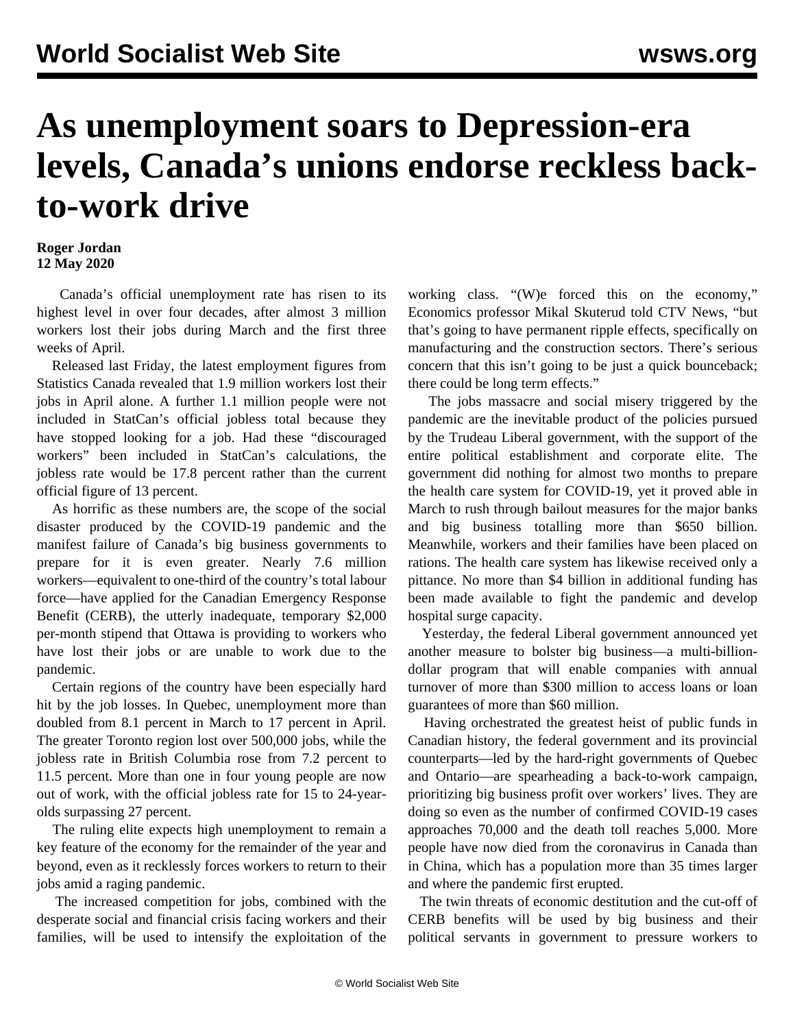# As unemployment soars to Depression-era levels, Canada's unions endorse reckless back-to-work drive

**Roger Jordan**
**12 May 2020**

Canada's official unemployment rate has risen to its highest level in over four decades, after almost 3 million workers lost their jobs during March and the first three weeks of April.

Released last Friday, the latest employment figures from Statistics Canada revealed that 1.9 million workers lost their jobs in April alone. A further 1.1 million people were not included in StatCan's official jobless total because they have stopped looking for a job. Had these "discouraged workers" been included in StatCan's calculations, the jobless rate would be 17.8 percent rather than the current official figure of 13 percent.

As horrific as these numbers are, the scope of the social disaster produced by the COVID-19 pandemic and the manifest failure of Canada's big business governments to prepare for it is even greater. Nearly 7.6 million workers—equivalent to one-third of the country's total labour force—have applied for the Canadian Emergency Response Benefit (CERB), the utterly inadequate, temporary $2,000 per-month stipend that Ottawa is providing to workers who have lost their jobs or are unable to work due to the pandemic.

Certain regions of the country have been especially hard hit by the job losses. In Quebec, unemployment more than doubled from 8.1 percent in March to 17 percent in April. The greater Toronto region lost over 500,000 jobs, while the jobless rate in British Columbia rose from 7.2 percent to 11.5 percent. More than one in four young people are now out of work, with the official jobless rate for 15 to 24-year-olds surpassing 27 percent.

The ruling elite expects high unemployment to remain a key feature of the economy for the remainder of the year and beyond, even as it recklessly forces workers to return to their jobs amid a raging pandemic.

The increased competition for jobs, combined with the desperate social and financial crisis facing workers and their families, will be used to intensify the exploitation of the working class. "(W)e forced this on the economy," Economics professor Mikal Skuterud told CTV News, "but that's going to have permanent ripple effects, specifically on manufacturing and the construction sectors. There's serious concern that this isn't going to be just a quick bounceback; there could be long term effects."

The jobs massacre and social misery triggered by the pandemic are the inevitable product of the policies pursued by the Trudeau Liberal government, with the support of the entire political establishment and corporate elite. The government did nothing for almost two months to prepare the health care system for COVID-19, yet it proved able in March to rush through bailout measures for the major banks and big business totalling more than $650 billion. Meanwhile, workers and their families have been placed on rations. The health care system has likewise received only a pittance. No more than $4 billion in additional funding has been made available to fight the pandemic and develop hospital surge capacity.

Yesterday, the federal Liberal government announced yet another measure to bolster big business—a multi-billion-dollar program that will enable companies with annual turnover of more than $300 million to access loans or loan guarantees of more than $60 million.

Having orchestrated the greatest heist of public funds in Canadian history, the federal government and its provincial counterparts—led by the hard-right governments of Quebec and Ontario—are spearheading a back-to-work campaign, prioritizing big business profit over workers' lives. They are doing so even as the number of confirmed COVID-19 cases approaches 70,000 and the death toll reaches 5,000. More people have now died from the coronavirus in Canada than in China, which has a population more than 35 times larger and where the pandemic first erupted.

The twin threats of economic destitution and the cut-off of CERB benefits will be used by big business and their political servants in government to pressure workers to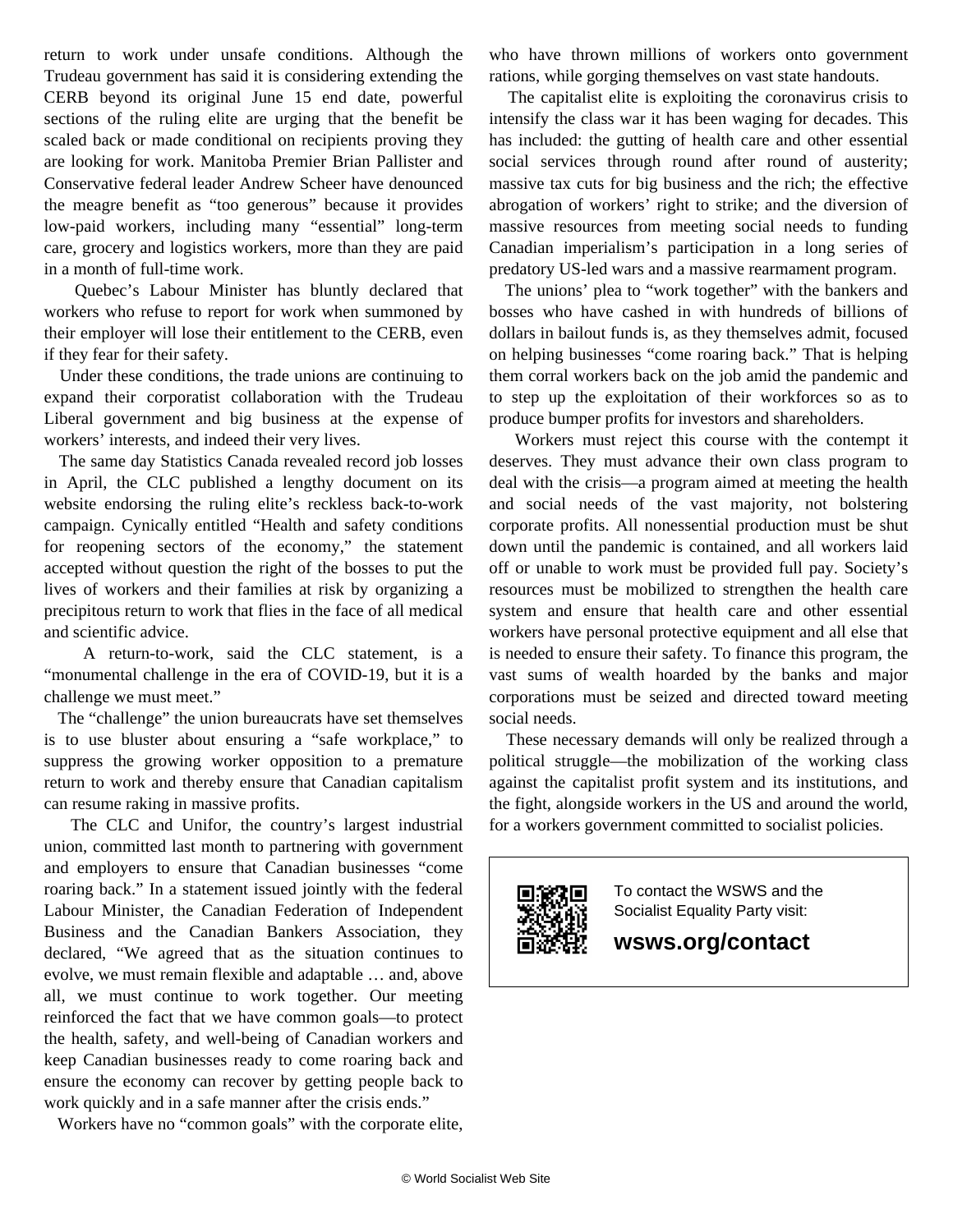return to work under unsafe conditions. Although the Trudeau government has said it is considering extending the CERB beyond its original June 15 end date, powerful sections of the ruling elite are urging that the benefit be scaled back or made conditional on recipients proving they are looking for work. Manitoba Premier Brian Pallister and Conservative federal leader Andrew Scheer have denounced the meagre benefit as "too generous" because it provides low-paid workers, including many "essential" long-term care, grocery and logistics workers, more than they are paid in a month of full-time work.

Quebec's Labour Minister has bluntly declared that workers who refuse to report for work when summoned by their employer will lose their entitlement to the CERB, even if they fear for their safety.

Under these conditions, the trade unions are continuing to expand their corporatist collaboration with the Trudeau Liberal government and big business at the expense of workers' interests, and indeed their very lives.

The same day Statistics Canada revealed record job losses in April, the CLC published a lengthy document on its website endorsing the ruling elite's reckless back-to-work campaign. Cynically entitled "Health and safety conditions for reopening sectors of the economy," the statement accepted without question the right of the bosses to put the lives of workers and their families at risk by organizing a precipitous return to work that flies in the face of all medical and scientific advice.

A return-to-work, said the CLC statement, is a "monumental challenge in the era of COVID-19, but it is a challenge we must meet."

The "challenge" the union bureaucrats have set themselves is to use bluster about ensuring a "safe workplace," to suppress the growing worker opposition to a premature return to work and thereby ensure that Canadian capitalism can resume raking in massive profits.

The CLC and Unifor, the country's largest industrial union, committed last month to partnering with government and employers to ensure that Canadian businesses "come roaring back." In a statement issued jointly with the federal Labour Minister, the Canadian Federation of Independent Business and the Canadian Bankers Association, they declared, "We agreed that as the situation continues to evolve, we must remain flexible and adaptable … and, above all, we must continue to work together. Our meeting reinforced the fact that we have common goals—to protect the health, safety, and well-being of Canadian workers and keep Canadian businesses ready to come roaring back and ensure the economy can recover by getting people back to work quickly and in a safe manner after the crisis ends."

Workers have no "common goals" with the corporate elite, who have thrown millions of workers onto government rations, while gorging themselves on vast state handouts.

The capitalist elite is exploiting the coronavirus crisis to intensify the class war it has been waging for decades. This has included: the gutting of health care and other essential social services through round after round of austerity; massive tax cuts for big business and the rich; the effective abrogation of workers' right to strike; and the diversion of massive resources from meeting social needs to funding Canadian imperialism's participation in a long series of predatory US-led wars and a massive rearmament program.

The unions' plea to "work together" with the bankers and bosses who have cashed in with hundreds of billions of dollars in bailout funds is, as they themselves admit, focused on helping businesses "come roaring back." That is helping them corral workers back on the job amid the pandemic and to step up the exploitation of their workforces so as to produce bumper profits for investors and shareholders.

Workers must reject this course with the contempt it deserves. They must advance their own class program to deal with the crisis—a program aimed at meeting the health and social needs of the vast majority, not bolstering corporate profits. All nonessential production must be shut down until the pandemic is contained, and all workers laid off or unable to work must be provided full pay. Society's resources must be mobilized to strengthen the health care system and ensure that health care and other essential workers have personal protective equipment and all else that is needed to ensure their safety. To finance this program, the vast sums of wealth hoarded by the banks and major corporations must be seized and directed toward meeting social needs.

These necessary demands will only be realized through a political struggle—the mobilization of the working class against the capitalist profit system and its institutions, and the fight, alongside workers in the US and around the world, for a workers government committed to socialist policies.

To contact the WSWS and the Socialist Equality Party visit:

**wsws.org/contact**